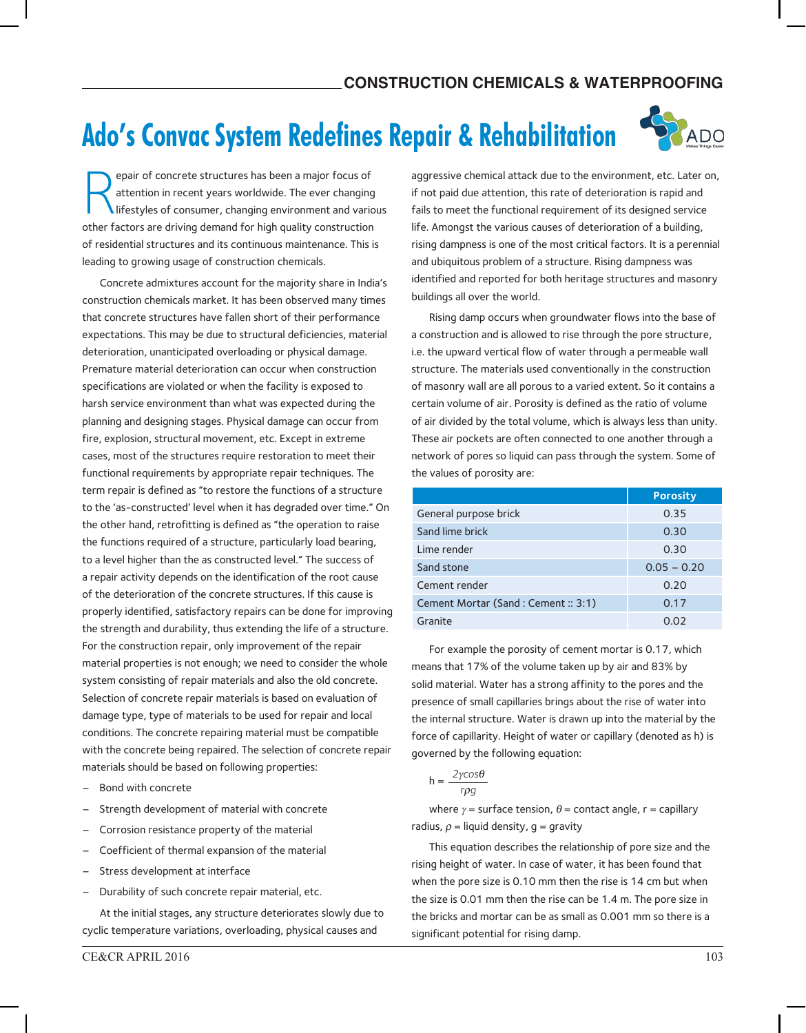# Ado's Convac System Redefines Repair & Rehabilitation

Repair of concrete structures has been a major focus of attention in recent years worldwide. The ever changing lifestyles of consumer, changing environment and various other factors are driving demand for high quality construction of residential structures and its continuous maintenance. This is leading to growing usage of construction chemicals.

Concrete admixtures account for the majority share in India's construction chemicals market. It has been observed many times that concrete structures have fallen short of their performance expectations. This may be due to structural deficiencies, material deterioration, unanticipated overloading or physical damage. Premature material deterioration can occur when construction specifications are violated or when the facility is exposed to harsh service environment than what was expected during the planning and designing stages. Physical damage can occur from fire, explosion, structural movement, etc. Except in extreme cases, most of the structures require restoration to meet their functional requirements by appropriate repair techniques. The term repair is defined as "to restore the functions of a structure to the 'as-constructed' level when it has degraded over time." On the other hand, retrofitting is defined as "the operation to raise the functions required of a structure, particularly load bearing, to a level higher than the as constructed level." The success of a repair activity depends on the identification of the root cause of the deterioration of the concrete structures. If this cause is properly identified, satisfactory repairs can be done for improving the strength and durability, thus extending the life of a structure. For the construction repair, only improvement of the repair material properties is not enough; we need to consider the whole system consisting of repair materials and also the old concrete. Selection of concrete repair materials is based on evaluation of damage type, type of materials to be used for repair and local conditions. The concrete repairing material must be compatible with the concrete being repaired. The selection of concrete repair materials should be based on following properties:

- Bond with concrete
- Strength development of material with concrete
- Corrosion resistance property of the material
- Coefficient of thermal expansion of the material
- Stress development at interface
- Durability of such concrete repair material, etc.

At the initial stages, any structure deteriorates slowly due to cyclic temperature variations, overloading, physical causes and aggressive chemical attack due to the environment, etc. Later on, if not paid due attention, this rate of deterioration is rapid and fails to meet the functional requirement of its designed service life. Amongst the various causes of deterioration of a building, rising dampness is one of the most critical factors. It is a perennial and ubiquitous problem of a structure. Rising dampness was identified and reported for both heritage structures and masonry buildings all over the world.

Rising damp occurs when groundwater flows into the base of a construction and is allowed to rise through the pore structure, i.e. the upward vertical flow of water through a permeable wall structure. The materials used conventionally in the construction of masonry wall are all porous to a varied extent. So it contains a certain volume of air. Porosity is defined as the ratio of volume of air divided by the total volume, which is always less than unity. These air pockets are often connected to one another through a network of pores so liquid can pass through the system. Some of the values of porosity are:

| | Porosity |
|---|---|
| General purpose brick | 0.35 |
| Sand lime brick | 0.30 |
| Lime render | 0.30 |
| Sand stone | 0.05 – 0.20 |
| Cement render | 0.20 |
| Cement Mortar (Sand : Cement :: 3:1) | 0.17 |
| Granite | 0.02 |

For example the porosity of cement mortar is 0.17, which means that 17% of the volume taken up by air and 83% by solid material. Water has a strong affinity to the pores and the presence of small capillaries brings about the rise of water into the internal structure. Water is drawn up into the material by the force of capillarity. Height of water or capillary (denoted as h) is governed by the following equation:

$$h = \frac{2\gamma \cos\theta}{r\rho g}$$

where $\gamma$ = surface tension, $\theta$ = contact angle, r = capillary radius, $\rho$ = liquid density, g = gravity

This equation describes the relationship of pore size and the rising height of water. In case of water, it has been found that when the pore size is 0.10 mm then the rise is 14 cm but when the size is 0.01 mm then the rise can be 1.4 m. The pore size in the bricks and mortar can be as small as 0.001 mm so there is a significant potential for rising damp.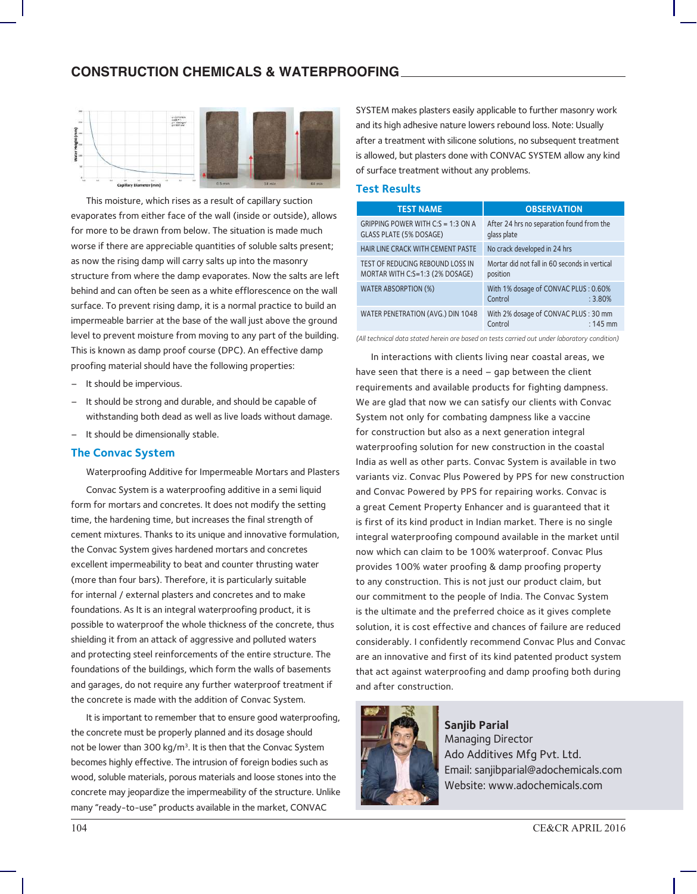This moisture, which rises as a result of capillary suction evaporates from either face of the wall (inside or outside), allows for more to be drawn from below. The situation is made much worse if there are appreciable quantities of soluble salts present; as now the rising damp will carry salts up into the masonry structure from where the damp evaporates. Now the salts are left behind and can often be seen as a white efflorescence on the wall surface. To prevent rising damp, it is a normal practice to build an impermeable barrier at the base of the wall just above the ground level to prevent moisture from moving to any part of the building. This is known as damp proof course (DPC). An effective damp proofing material should have the following properties:

- It should be impervious.
- It should be strong and durable, and should be capable of withstanding both dead as well as live loads without damage.
- It should be dimensionally stable.

## The Convac System

Waterproofing Additive for Impermeable Mortars and Plasters

Convac System is a waterproofing additive in a semi liquid form for mortars and concretes. It does not modify the setting time, the hardening time, but increases the final strength of cement mixtures. Thanks to its unique and innovative formulation, the Convac System gives hardened mortars and concretes excellent impermeability to beat and counter thrusting water (more than four bars). Therefore, it is particularly suitable for internal / external plasters and concretes and to make foundations. As It is an integral waterproofing product, it is possible to waterproof the whole thickness of the concrete, thus shielding it from an attack of aggressive and polluted waters and protecting steel reinforcements of the entire structure. The foundations of the buildings, which form the walls of basements and garages, do not require any further waterproof treatment if the concrete is made with the addition of Convac System.

It is important to remember that to ensure good waterproofing, the concrete must be properly planned and its dosage should not be lower than 300 kg/m$^3$. It is then that the Convac System becomes highly effective. The intrusion of foreign bodies such as wood, soluble materials, porous materials and loose stones into the concrete may jeopardize the impermeability of the structure. Unlike many "ready-to-use" products available in the market, CONVAC SYSTEM makes plasters easily applicable to further masonry work and its high adhesive nature lowers rebound loss. Note: Usually after a treatment with silicone solutions, no subsequent treatment is allowed, but plasters done with CONVAC SYSTEM allow any kind of surface treatment without any problems.

## Test Results

| TEST NAME | OBSERVATION |
|---|---|
| GRIPPING POWER WITH C:S = 1:3 ON A GLASS PLATE (5% DOSAGE) | After 24 hrs no separation found from the glass plate |
| HAIR LINE CRACK WITH CEMENT PASTE | No crack developed in 24 hrs |
| TEST OF REDUCING REBOUND LOSS IN MORTAR WITH C:S=1:3 (2% DOSAGE) | Mortar did not fall in 60 seconds in vertical position |
| WATER ABSORPTION (%) | With 1% dosage of CONVAC PLUS : 0.60%<br>Control : 3.80% |
| WATER PENETRATION (AVG.) DIN 1048 | With 2% dosage of CONVAC PLUS : 30 mm<br>Control : 145 mm |

*(All technical data stated herein are based on tests carried out under laboratory condition)*

In interactions with clients living near coastal areas, we have seen that there is a need – gap between the client requirements and available products for fighting dampness. We are glad that now we can satisfy our clients with Convac System not only for combating dampness like a vaccine for construction but also as a next generation integral waterproofing solution for new construction in the coastal India as well as other parts. Convac System is available in two variants viz. Convac Plus Powered by PPS for new construction and Convac Powered by PPS for repairing works. Convac is a great Cement Property Enhancer and is guaranteed that it is first of its kind product in Indian market. There is no single integral waterproofing compound available in the market until now which can claim to be 100% waterproof. Convac Plus provides 100% water proofing & damp proofing property to any construction. This is not just our product claim, but our commitment to the people of India. The Convac System is the ultimate and the preferred choice as it gives complete solution, it is cost effective and chances of failure are reduced considerably. I confidently recommend Convac Plus and Convac are an innovative and first of its kind patented product system that act against waterproofing and damp proofing both during and after construction.

**Sanjib Parial**
Managing Director
Ado Additives Mfg Pvt. Ltd.
Email: sanjibparial@adochemicals.com
Website: www.adochemicals.com